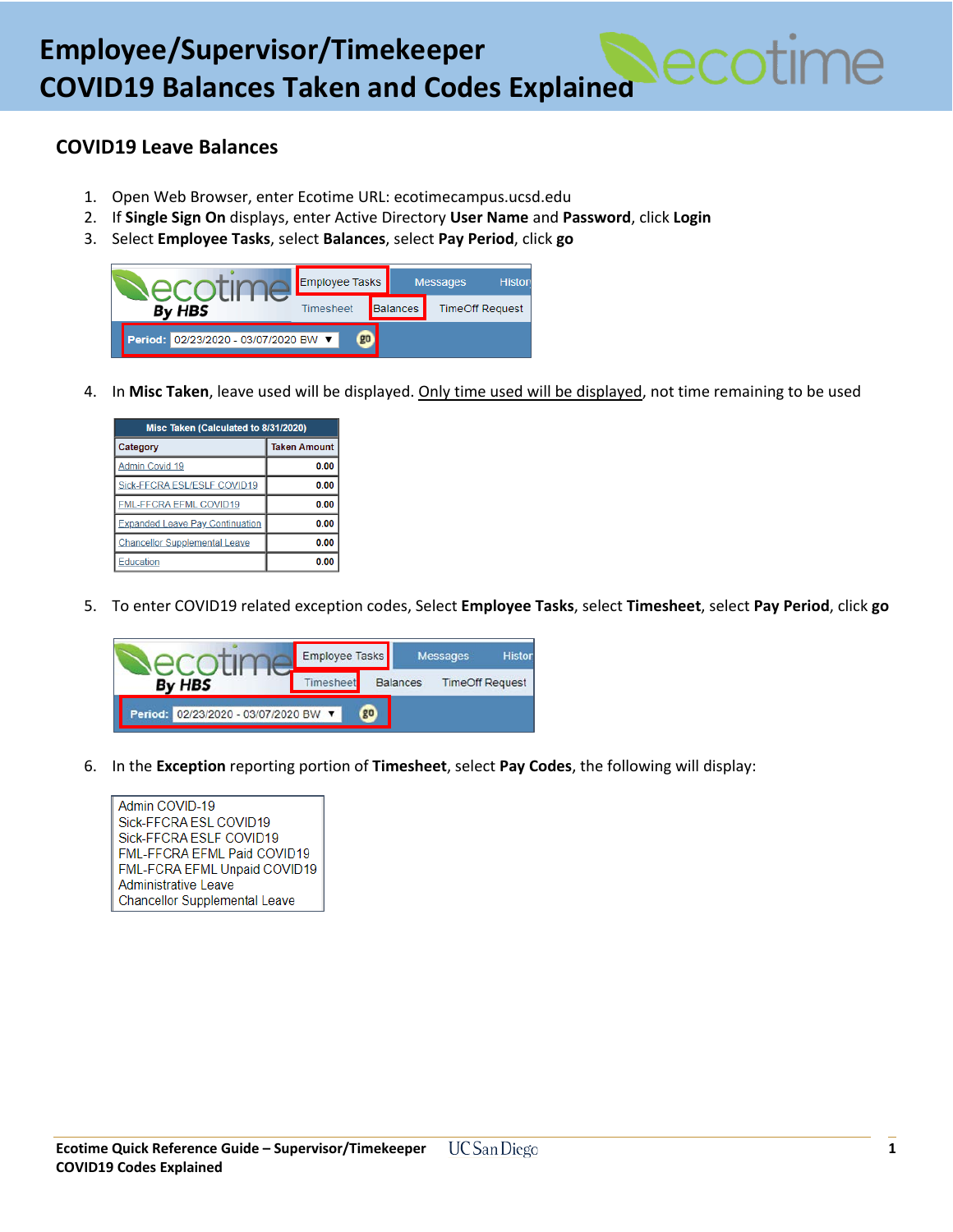# Employee/Supervisor/Timekeeper COVID19 Balances Taken and Codes Explained

## COVID19 Leave Balances

1. Open Web Browser, enter Ecotime URL: ecotimecampus.ucsd.edu
2. If **Single Sign On** displays, enter Active Directory **User Name** and **Password**, click **Login**
3. Select **Employee Tasks**, select **Balances**, select **Pay Period**, click **go**
4. In **Misc Taken**, leave used will be displayed. Only time used will be displayed, not time remaining to be used

| Misc Taken (Calculated to 8/31/2020) | |
|---|---|
| **Category** | **Taken Amount** |
| Admin Covid 19 | 0.00 |
| Sick-FFCRA ESL/ESLF COVID19 | 0.00 |
| FML-FFCRA EFML COVID19 | 0.00 |
| Expanded Leave Pay Continuation | 0.00 |
| Chancellor Supplemental Leave | 0.00 |
| Education | 0.00 |

5. To enter COVID19 related exception codes, Select **Employee Tasks**, select **Timesheet**, select **Pay Period**, click **go**
6. In the **Exception** reporting portion of **Timesheet**, select **Pay Codes**, the following will display:

Admin COVID-19
Sick-FFCRA ESL COVID19
Sick-FFCRA ESLF COVID19
FML-FFCRA EFML Paid COVID19
FML-FCRA EFML Unpaid COVID19
Administrative Leave
Chancellor Supplemental Leave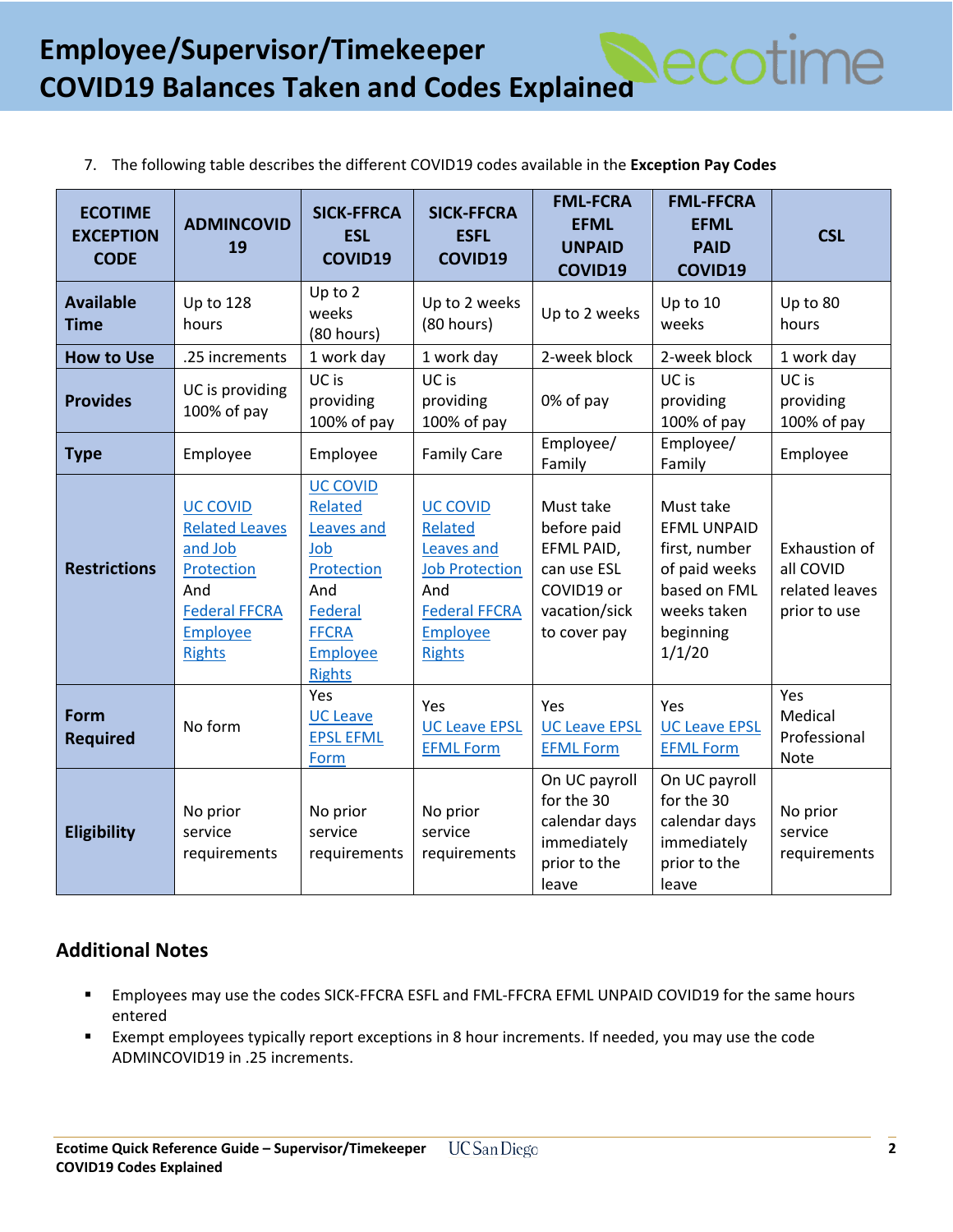# Employee/Supervisor/Timekeeper COVID19 Balances Taken and Codes Explained

7. The following table describes the different COVID19 codes available in the **Exception Pay Codes**

| ECOTIME EXCEPTION CODE | ADMINCOVID 19 | SICK-FFRCA ESL COVID19 | SICK-FFCRA ESFL COVID19 | FML-FCRA EFML UNPAID COVID19 | FML-FFCRA EFML PAID COVID19 | CSL |
|---|---|---|---|---|---|---|
| **Available Time** | Up to 128 hours | Up to 2 weeks (80 hours) | Up to 2 weeks (80 hours) | Up to 2 weeks | Up to 10 weeks | Up to 80 hours |
| **How to Use** | .25 increments | 1 work day | 1 work day | 2-week block | 2-week block | 1 work day |
| **Provides** | UC is providing 100% of pay | UC is providing 100% of pay | UC is providing 100% of pay | 0% of pay | UC is providing 100% of pay | UC is providing 100% of pay |
| **Type** | Employee | Employee | Family Care | Employee/ Family | Employee/ Family | Employee |
| **Restrictions** | UC COVID Related Leaves and Job Protection And Federal FFCRA Employee Rights | UC COVID Related Leaves and Job Protection And Federal FFCRA Employee Rights | UC COVID Related Leaves and Job Protection And Federal FFCRA Employee Rights | Must take before paid EFML PAID, can use ESL COVID19 or vacation/sick to cover pay | Must take EFML UNPAID first, number of paid weeks based on FML weeks taken beginning 1/1/20 | Exhaustion of all COVID related leaves prior to use |
| **Form Required** | No form | Yes UC Leave EPSL EFML Form | Yes UC Leave EPSL EFML Form | Yes UC Leave EPSL EFML Form | Yes UC Leave EPSL EFML Form | Yes Medical Professional Note |
| **Eligibility** | No prior service requirements | No prior service requirements | No prior service requirements | On UC payroll for the 30 calendar days immediately prior to the leave | On UC payroll for the 30 calendar days immediately prior to the leave | No prior service requirements |

## Additional Notes

- Employees may use the codes SICK-FFCRA ESFL and FML-FFCRA EFML UNPAID COVID19 for the same hours entered
- Exempt employees typically report exceptions in 8 hour increments. If needed, you may use the code ADMINCOVID19 in .25 increments.